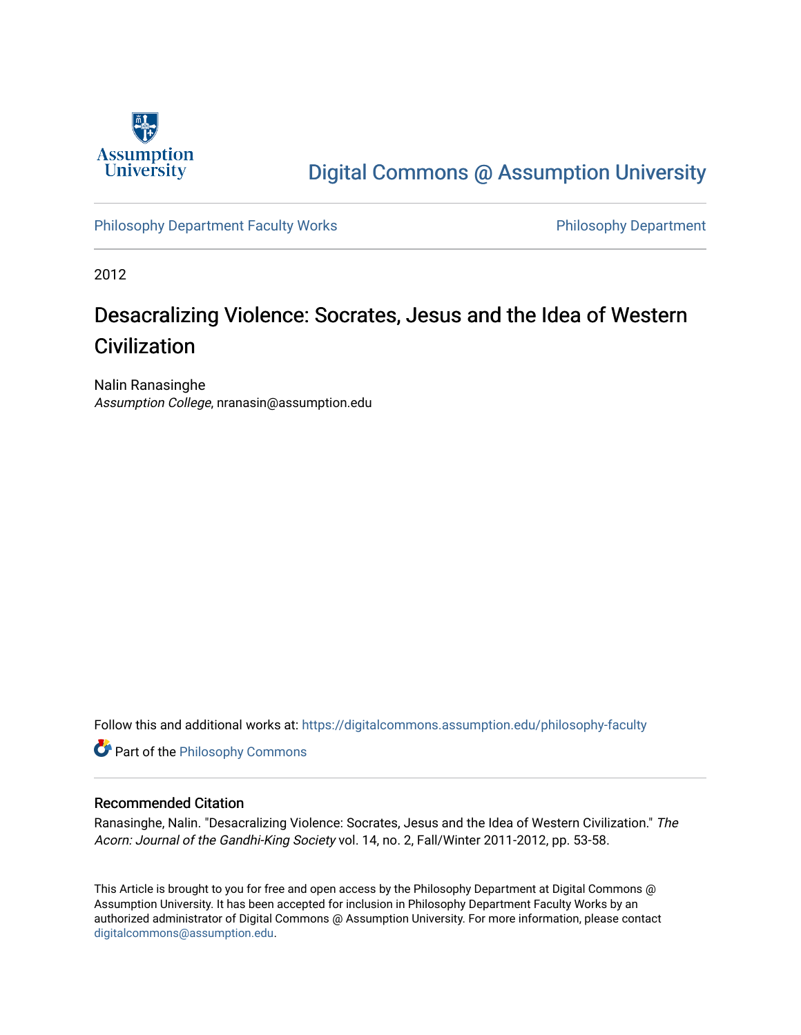Assumption University

# Digital Commons @ Assumption University

Philosophy Department Faculty Works

Philosophy Department

2012

# Desacralizing Violence: Socrates, Jesus and the Idea of Western Civilization

Nalin Ranasinghe
*Assumption College*, nranasin@assumption.edu

Follow this and additional works at: https://digitalcommons.assumption.edu/philosophy-faculty

Part of the Philosophy Commons

## Recommended Citation

Ranasinghe, Nalin. "Desacralizing Violence: Socrates, Jesus and the Idea of Western Civilization." *The Acorn: Journal of the Gandhi-King Society* vol. 14, no. 2, Fall/Winter 2011-2012, pp. 53-58.

This Article is brought to you for free and open access by the Philosophy Department at Digital Commons @ Assumption University. It has been accepted for inclusion in Philosophy Department Faculty Works by an authorized administrator of Digital Commons @ Assumption University. For more information, please contact digitalcommons@assumption.edu.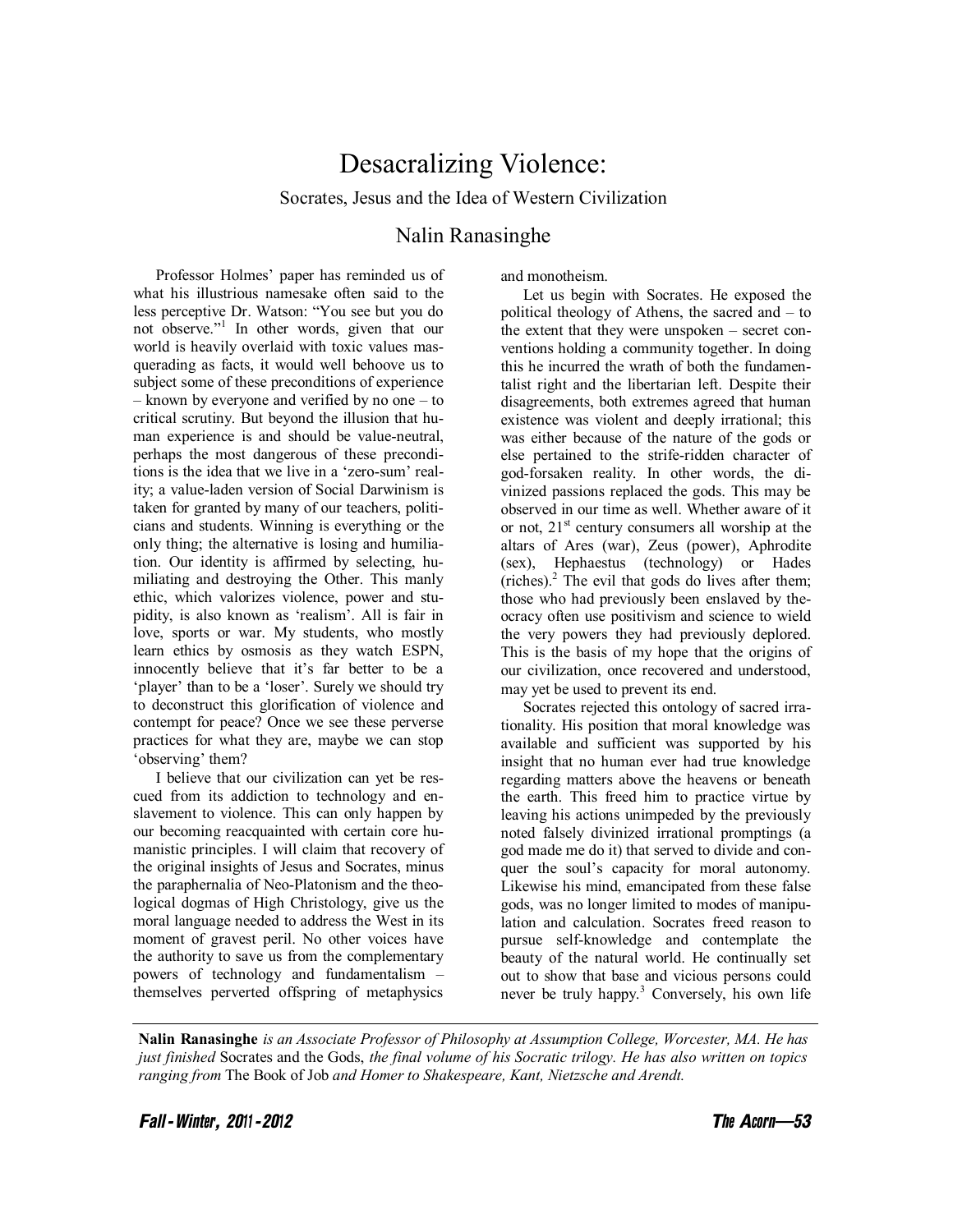# Desacralizing Violence:

## Socrates, Jesus and the Idea of Western Civilization

### Nalin Ranasinghe

Professor Holmes' paper has reminded us of what his illustrious namesake often said to the less perceptive Dr. Watson: "You see but you do not observe."[1] In other words, given that our world is heavily overlaid with toxic values masquerading as facts, it would well behoove us to subject some of these preconditions of experience – known by everyone and verified by no one – to critical scrutiny. But beyond the illusion that human experience is and should be value-neutral, perhaps the most dangerous of these preconditions is the idea that we live in a 'zero-sum' reality; a value-laden version of Social Darwinism is taken for granted by many of our teachers, politicians and students. Winning is everything or the only thing; the alternative is losing and humiliation. Our identity is affirmed by selecting, humiliating and destroying the Other. This manly ethic, which valorizes violence, power and stupidity, is also known as 'realism'. All is fair in love, sports or war. My students, who mostly learn ethics by osmosis as they watch ESPN, innocently believe that it's far better to be a 'player' than to be a 'loser'. Surely we should try to deconstruct this glorification of violence and contempt for peace? Once we see these perverse practices for what they are, maybe we can stop 'observing' them?

I believe that our civilization can yet be rescued from its addiction to technology and enslavement to violence. This can only happen by our becoming reacquainted with certain core humanistic principles. I will claim that recovery of the original insights of Jesus and Socrates, minus the paraphernalia of Neo-Platonism and the theological dogmas of High Christology, give us the moral language needed to address the West in its moment of gravest peril. No other voices have the authority to save us from the complementary powers of technology and fundamentalism – themselves perverted offspring of metaphysics and monotheism.

Let us begin with Socrates. He exposed the political theology of Athens, the sacred and – to the extent that they were unspoken – secret conventions holding a community together. In doing this he incurred the wrath of both the fundamentalist right and the libertarian left. Despite their disagreements, both extremes agreed that human existence was violent and deeply irrational; this was either because of the nature of the gods or else pertained to the strife-ridden character of god-forsaken reality. In other words, the divinized passions replaced the gods. This may be observed in our time as well. Whether aware of it or not, 21st century consumers all worship at the altars of Ares (war), Zeus (power), Aphrodite (sex), Hephaestus (technology) or Hades (riches).[2] The evil that gods do lives after them; those who had previously been enslaved by theocracy often use positivism and science to wield the very powers they had previously deplored. This is the basis of my hope that the origins of our civilization, once recovered and understood, may yet be used to prevent its end.

Socrates rejected this ontology of sacred irrationality. His position that moral knowledge was available and sufficient was supported by his insight that no human ever had true knowledge regarding matters above the heavens or beneath the earth. This freed him to practice virtue by leaving his actions unimpeded by the previously noted falsely divinized irrational promptings (a god made me do it) that served to divide and conquer the soul's capacity for moral autonomy. Likewise his mind, emancipated from these false gods, was no longer limited to modes of manipulation and calculation. Socrates freed reason to pursue self-knowledge and contemplate the beauty of the natural world. He continually set out to show that base and vicious persons could never be truly happy.[3] Conversely, his own life

---

**Nalin Ranasinghe** *is an Associate Professor of Philosophy at Assumption College, Worcester, MA. He has just finished* Socrates and the Gods, *the final volume of his Socratic trilogy. He has also written on topics ranging from* The Book of Job *and Homer to Shakespeare, Kant, Nietzsche and Arendt.*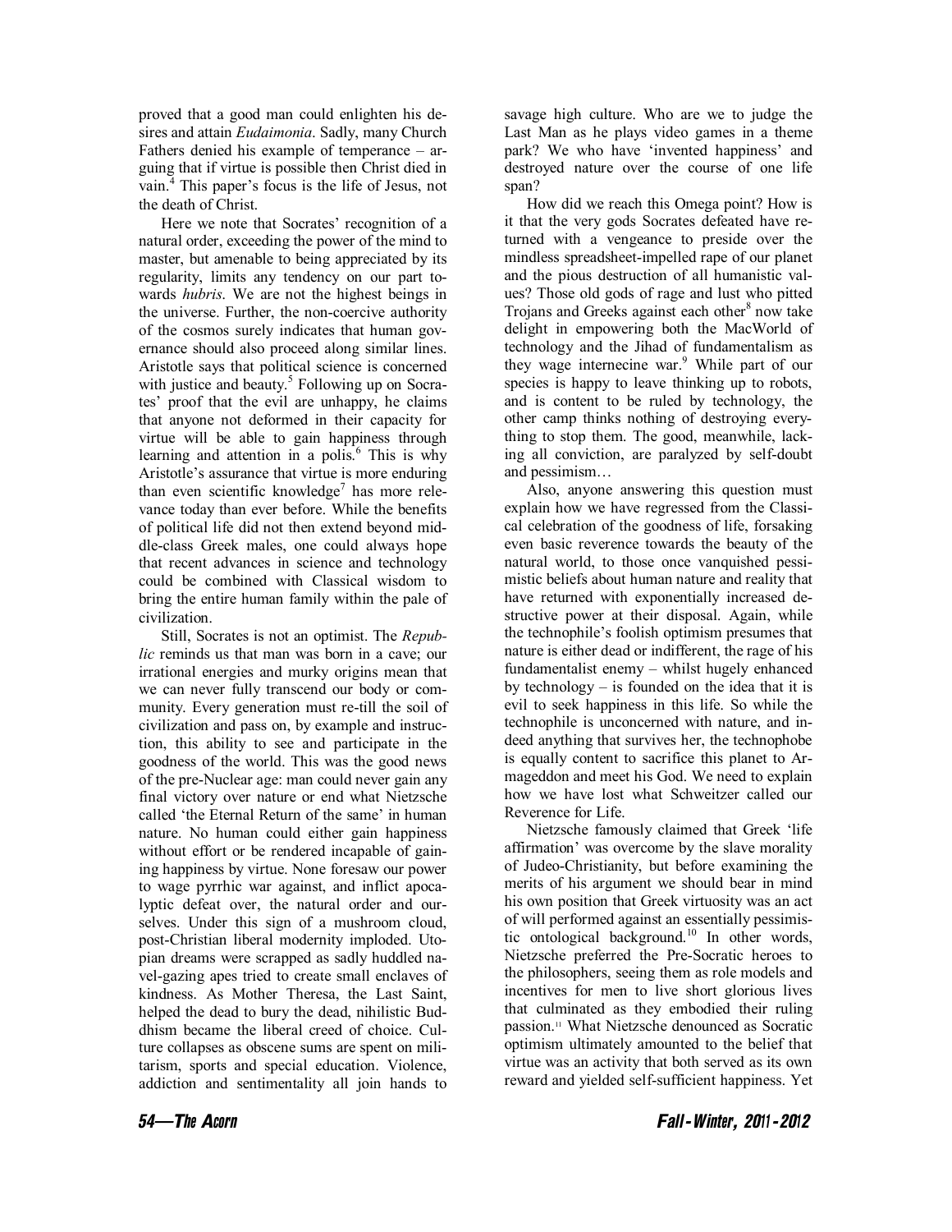proved that a good man could enlighten his desires and attain *Eudaimonia*. Sadly, many Church Fathers denied his example of temperance – arguing that if virtue is possible then Christ died in vain.[4] This paper's focus is the life of Jesus, not the death of Christ.

Here we note that Socrates' recognition of a natural order, exceeding the power of the mind to master, but amenable to being appreciated by its regularity, limits any tendency on our part towards *hubris*. We are not the highest beings in the universe. Further, the non-coercive authority of the cosmos surely indicates that human governance should also proceed along similar lines. Aristotle says that political science is concerned with justice and beauty.[5] Following up on Socrates' proof that the evil are unhappy, he claims that anyone not deformed in their capacity for virtue will be able to gain happiness through learning and attention in a polis.[6] This is why Aristotle's assurance that virtue is more enduring than even scientific knowledge[7] has more relevance today than ever before. While the benefits of political life did not then extend beyond middle-class Greek males, one could always hope that recent advances in science and technology could be combined with Classical wisdom to bring the entire human family within the pale of civilization.

Still, Socrates is not an optimist. The *Republic* reminds us that man was born in a cave; our irrational energies and murky origins mean that we can never fully transcend our body or community. Every generation must re-till the soil of civilization and pass on, by example and instruction, this ability to see and participate in the goodness of the world. This was the good news of the pre-Nuclear age: man could never gain any final victory over nature or end what Nietzsche called 'the Eternal Return of the same' in human nature. No human could either gain happiness without effort or be rendered incapable of gaining happiness by virtue. None foresaw our power to wage pyrrhic war against, and inflict apocalyptic defeat over, the natural order and ourselves. Under this sign of a mushroom cloud, post-Christian liberal modernity imploded. Utopian dreams were scrapped as sadly huddled navel-gazing apes tried to create small enclaves of kindness. As Mother Theresa, the Last Saint, helped the dead to bury the dead, nihilistic Buddhism became the liberal creed of choice. Culture collapses as obscene sums are spent on militarism, sports and special education. Violence, addiction and sentimentality all join hands to savage high culture. Who are we to judge the Last Man as he plays video games in a theme park? We who have 'invented happiness' and destroyed nature over the course of one life span?

How did we reach this Omega point? How is it that the very gods Socrates defeated have returned with a vengeance to preside over the mindless spreadsheet-impelled rape of our planet and the pious destruction of all humanistic values? Those old gods of rage and lust who pitted Trojans and Greeks against each other[8] now take delight in empowering both the MacWorld of technology and the Jihad of fundamentalism as they wage internecine war.[9] While part of our species is happy to leave thinking up to robots, and is content to be ruled by technology, the other camp thinks nothing of destroying everything to stop them. The good, meanwhile, lacking all conviction, are paralyzed by self-doubt and pessimism…

Also, anyone answering this question must explain how we have regressed from the Classical celebration of the goodness of life, forsaking even basic reverence towards the beauty of the natural world, to those once vanquished pessimistic beliefs about human nature and reality that have returned with exponentially increased destructive power at their disposal. Again, while the technophile's foolish optimism presumes that nature is either dead or indifferent, the rage of his fundamentalist enemy – whilst hugely enhanced by technology – is founded on the idea that it is evil to seek happiness in this life. So while the technophile is unconcerned with nature, and indeed anything that survives her, the technophobe is equally content to sacrifice this planet to Armageddon and meet his God. We need to explain how we have lost what Schweitzer called our Reverence for Life.

Nietzsche famously claimed that Greek 'life affirmation' was overcome by the slave morality of Judeo-Christianity, but before examining the merits of his argument we should bear in mind his own position that Greek virtuosity was an act of will performed against an essentially pessimistic ontological background.[10] In other words, Nietzsche preferred the Pre-Socratic heroes to the philosophers, seeing them as role models and incentives for men to live short glorious lives that culminated as they embodied their ruling passion.[11] What Nietzsche denounced as Socratic optimism ultimately amounted to the belief that virtue was an activity that both served as its own reward and yielded self-sufficient happiness. Yet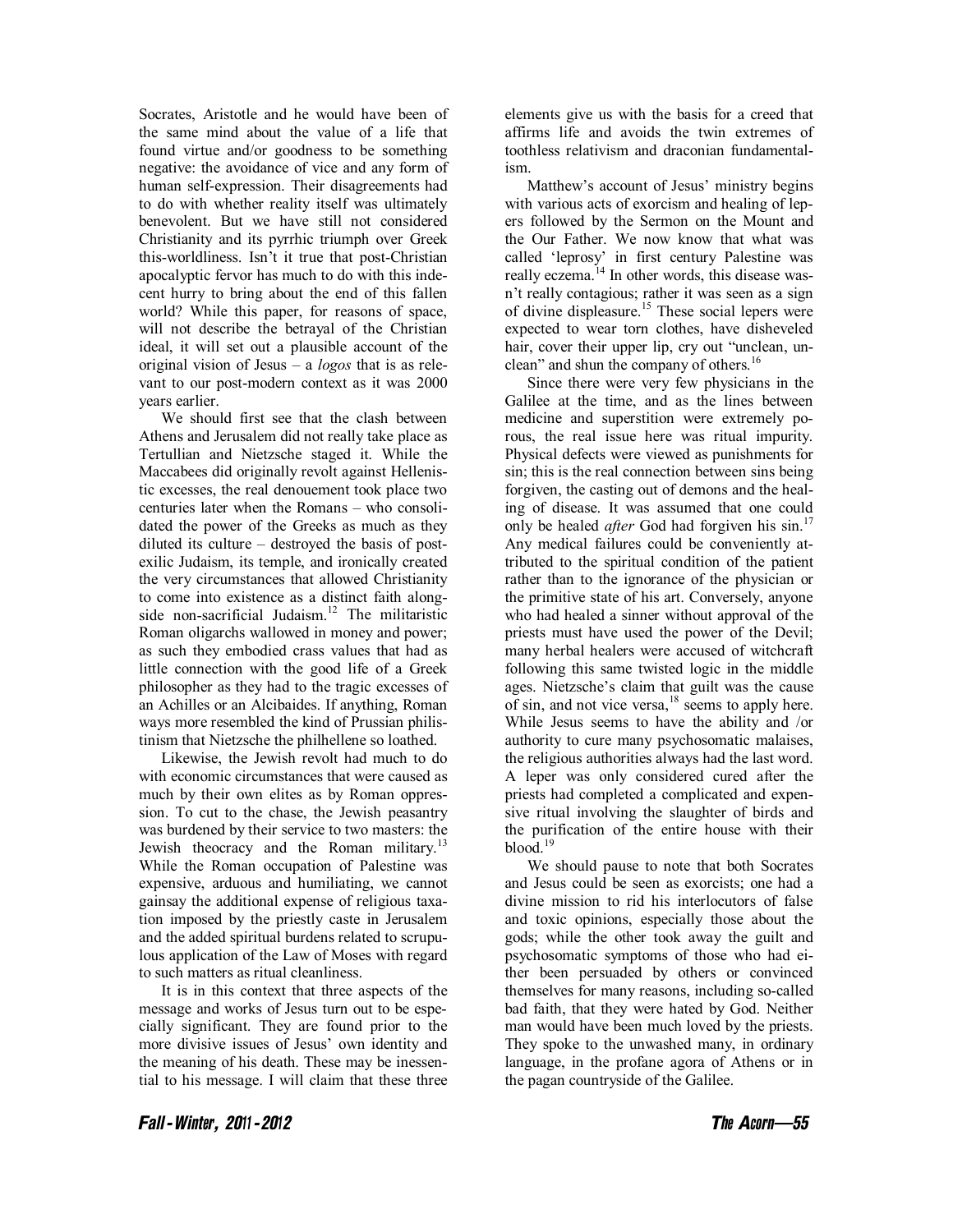Socrates, Aristotle and he would have been of the same mind about the value of a life that found virtue and/or goodness to be something negative: the avoidance of vice and any form of human self-expression. Their disagreements had to do with whether reality itself was ultimately benevolent. But we have still not considered Christianity and its pyrrhic triumph over Greek this-worldliness. Isn't it true that post-Christian apocalyptic fervor has much to do with this indecent hurry to bring about the end of this fallen world? While this paper, for reasons of space, will not describe the betrayal of the Christian ideal, it will set out a plausible account of the original vision of Jesus – a *logos* that is as relevant to our post-modern context as it was 2000 years earlier.

We should first see that the clash between Athens and Jerusalem did not really take place as Tertullian and Nietzsche staged it. While the Maccabees did originally revolt against Hellenistic excesses, the real denouement took place two centuries later when the Romans – who consolidated the power of the Greeks as much as they diluted its culture – destroyed the basis of post-exilic Judaism, its temple, and ironically created the very circumstances that allowed Christianity to come into existence as a distinct faith alongside non-sacrificial Judaism.[12] The militaristic Roman oligarchs wallowed in money and power; as such they embodied crass values that had as little connection with the good life of a Greek philosopher as they had to the tragic excesses of an Achilles or an Alcibaides. If anything, Roman ways more resembled the kind of Prussian philistinism that Nietzsche the philhellene so loathed.

Likewise, the Jewish revolt had much to do with economic circumstances that were caused as much by their own elites as by Roman oppression. To cut to the chase, the Jewish peasantry was burdened by their service to two masters: the Jewish theocracy and the Roman military.[13] While the Roman occupation of Palestine was expensive, arduous and humiliating, we cannot gainsay the additional expense of religious taxation imposed by the priestly caste in Jerusalem and the added spiritual burdens related to scrupulous application of the Law of Moses with regard to such matters as ritual cleanliness.

It is in this context that three aspects of the message and works of Jesus turn out to be especially significant. They are found prior to the more divisive issues of Jesus' own identity and the meaning of his death. These may be inessential to his message. I will claim that these three elements give us with the basis for a creed that affirms life and avoids the twin extremes of toothless relativism and draconian fundamentalism.

Matthew's account of Jesus' ministry begins with various acts of exorcism and healing of lepers followed by the Sermon on the Mount and the Our Father. We now know that what was called 'leprosy' in first century Palestine was really eczema.[14] In other words, this disease wasn't really contagious; rather it was seen as a sign of divine displeasure.[15] These social lepers were expected to wear torn clothes, have disheveled hair, cover their upper lip, cry out "unclean, unclean" and shun the company of others.[16]

Since there were very few physicians in the Galilee at the time, and as the lines between medicine and superstition were extremely porous, the real issue here was ritual impurity. Physical defects were viewed as punishments for sin; this is the real connection between sins being forgiven, the casting out of demons and the healing of disease. It was assumed that one could only be healed *after* God had forgiven his sin.[17] Any medical failures could be conveniently attributed to the spiritual condition of the patient rather than to the ignorance of the physician or the primitive state of his art. Conversely, anyone who had healed a sinner without approval of the priests must have used the power of the Devil; many herbal healers were accused of witchcraft following this same twisted logic in the middle ages. Nietzsche's claim that guilt was the cause of sin, and not vice versa,[18] seems to apply here. While Jesus seems to have the ability and /or authority to cure many psychosomatic malaises, the religious authorities always had the last word. A leper was only considered cured after the priests had completed a complicated and expensive ritual involving the slaughter of birds and the purification of the entire house with their blood.[19]

We should pause to note that both Socrates and Jesus could be seen as exorcists; one had a divine mission to rid his interlocutors of false and toxic opinions, especially those about the gods; while the other took away the guilt and psychosomatic symptoms of those who had either been persuaded by others or convinced themselves for many reasons, including so-called bad faith, that they were hated by God. Neither man would have been much loved by the priests. They spoke to the unwashed many, in ordinary language, in the profane agora of Athens or in the pagan countryside of the Galilee.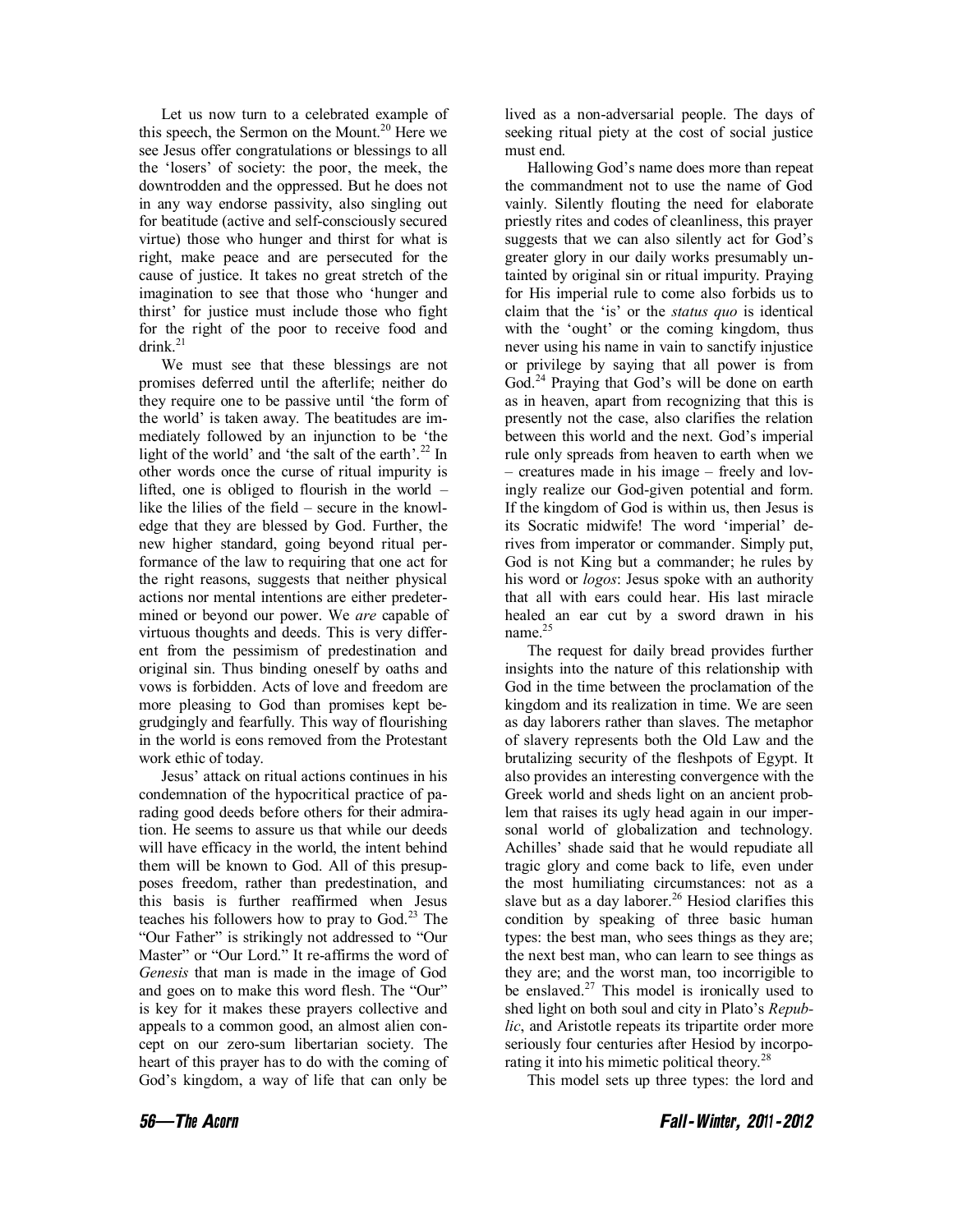Let us now turn to a celebrated example of this speech, the Sermon on the Mount.[20] Here we see Jesus offer congratulations or blessings to all the 'losers' of society: the poor, the meek, the downtrodden and the oppressed. But he does not in any way endorse passivity, also singling out for beatitude (active and self-consciously secured virtue) those who hunger and thirst for what is right, make peace and are persecuted for the cause of justice. It takes no great stretch of the imagination to see that those who 'hunger and thirst' for justice must include those who fight for the right of the poor to receive food and drink.[21]

We must see that these blessings are not promises deferred until the afterlife; neither do they require one to be passive until 'the form of the world' is taken away. The beatitudes are immediately followed by an injunction to be 'the light of the world' and 'the salt of the earth'.[22] In other words once the curse of ritual impurity is lifted, one is obliged to flourish in the world – like the lilies of the field – secure in the knowledge that they are blessed by God. Further, the new higher standard, going beyond ritual performance of the law to requiring that one act for the right reasons, suggests that neither physical actions nor mental intentions are either predetermined or beyond our power. We *are* capable of virtuous thoughts and deeds. This is very different from the pessimism of predestination and original sin. Thus binding oneself by oaths and vows is forbidden. Acts of love and freedom are more pleasing to God than promises kept begrudgingly and fearfully. This way of flourishing in the world is eons removed from the Protestant work ethic of today.

Jesus' attack on ritual actions continues in his condemnation of the hypocritical practice of parading good deeds before others for their admiration. He seems to assure us that while our deeds will have efficacy in the world, the intent behind them will be known to God. All of this presupposes freedom, rather than predestination, and this basis is further reaffirmed when Jesus teaches his followers how to pray to God.[23] The "Our Father" is strikingly not addressed to "Our Master" or "Our Lord." It re-affirms the word of *Genesis* that man is made in the image of God and goes on to make this word flesh. The "Our" is key for it makes these prayers collective and appeals to a common good, an almost alien concept on our zero-sum libertarian society. The heart of this prayer has to do with the coming of God's kingdom, a way of life that can only be lived as a non-adversarial people. The days of seeking ritual piety at the cost of social justice must end.

Hallowing God's name does more than repeat the commandment not to use the name of God vainly. Silently flouting the need for elaborate priestly rites and codes of cleanliness, this prayer suggests that we can also silently act for God's greater glory in our daily works presumably untainted by original sin or ritual impurity. Praying for His imperial rule to come also forbids us to claim that the 'is' or the *status quo* is identical with the 'ought' or the coming kingdom, thus never using his name in vain to sanctify injustice or privilege by saying that all power is from God.[24] Praying that God's will be done on earth as in heaven, apart from recognizing that this is presently not the case, also clarifies the relation between this world and the next. God's imperial rule only spreads from heaven to earth when we – creatures made in his image – freely and lovingly realize our God-given potential and form. If the kingdom of God is within us, then Jesus is its Socratic midwife! The word 'imperial' derives from imperator or commander. Simply put, God is not King but a commander; he rules by his word or *logos*: Jesus spoke with an authority that all with ears could hear. His last miracle healed an ear cut by a sword drawn in his name.[25]

The request for daily bread provides further insights into the nature of this relationship with God in the time between the proclamation of the kingdom and its realization in time. We are seen as day laborers rather than slaves. The metaphor of slavery represents both the Old Law and the brutalizing security of the fleshpots of Egypt. It also provides an interesting convergence with the Greek world and sheds light on an ancient problem that raises its ugly head again in our impersonal world of globalization and technology. Achilles' shade said that he would repudiate all tragic glory and come back to life, even under the most humiliating circumstances: not as a slave but as a day laborer.[26] Hesiod clarifies this condition by speaking of three basic human types: the best man, who sees things as they are; the next best man, who can learn to see things as they are; and the worst man, too incorrigible to be enslaved.[27] This model is ironically used to shed light on both soul and city in Plato's *Republic*, and Aristotle repeats its tripartite order more seriously four centuries after Hesiod by incorporating it into his mimetic political theory.[28]

This model sets up three types: the lord and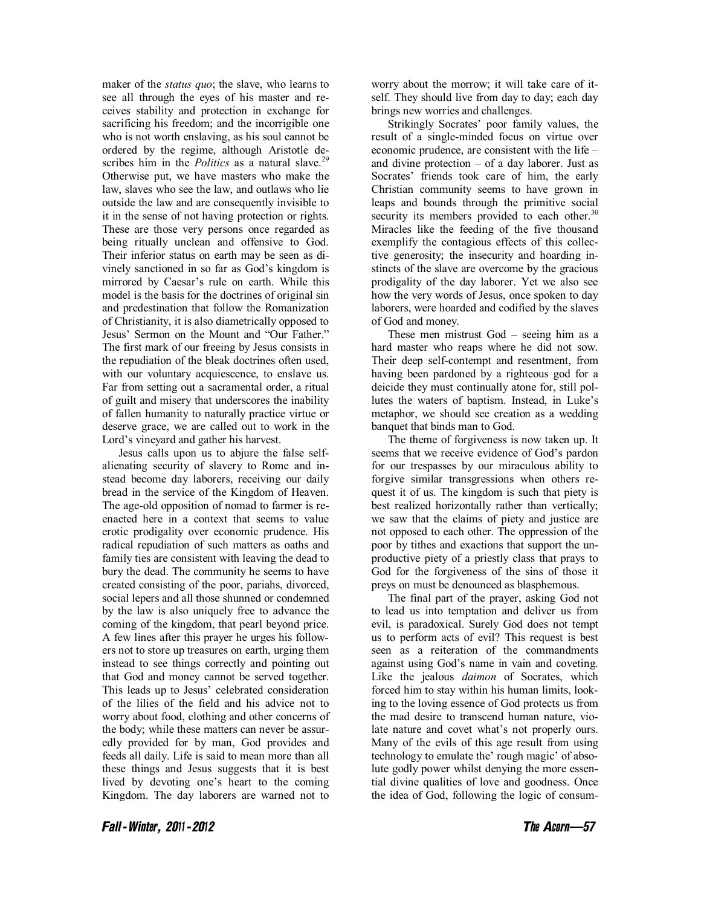maker of the *status quo*; the slave, who learns to see all through the eyes of his master and receives stability and protection in exchange for sacrificing his freedom; and the incorrigible one who is not worth enslaving, as his soul cannot be ordered by the regime, although Aristotle describes him in the *Politics* as a natural slave.[29] Otherwise put, we have masters who make the law, slaves who see the law, and outlaws who lie outside the law and are consequently invisible to it in the sense of not having protection or rights. These are those very persons once regarded as being ritually unclean and offensive to God. Their inferior status on earth may be seen as divinely sanctioned in so far as God's kingdom is mirrored by Caesar's rule on earth. While this model is the basis for the doctrines of original sin and predestination that follow the Romanization of Christianity, it is also diametrically opposed to Jesus' Sermon on the Mount and "Our Father." The first mark of our freeing by Jesus consists in the repudiation of the bleak doctrines often used, with our voluntary acquiescence, to enslave us. Far from setting out a sacramental order, a ritual of guilt and misery that underscores the inability of fallen humanity to naturally practice virtue or deserve grace, we are called out to work in the Lord's vineyard and gather his harvest.

Jesus calls upon us to abjure the false self-alienating security of slavery to Rome and instead become day laborers, receiving our daily bread in the service of the Kingdom of Heaven. The age-old opposition of nomad to farmer is re-enacted here in a context that seems to value erotic prodigality over economic prudence. His radical repudiation of such matters as oaths and family ties are consistent with leaving the dead to bury the dead. The community he seems to have created consisting of the poor, pariahs, divorced, social lepers and all those shunned or condemned by the law is also uniquely free to advance the coming of the kingdom, that pearl beyond price. A few lines after this prayer he urges his followers not to store up treasures on earth, urging them instead to see things correctly and pointing out that God and money cannot be served together. This leads up to Jesus' celebrated consideration of the lilies of the field and his advice not to worry about food, clothing and other concerns of the body; while these matters can never be assuredly provided for by man, God provides and feeds all daily. Life is said to mean more than all these things and Jesus suggests that it is best lived by devoting one's heart to the coming Kingdom. The day laborers are warned not to worry about the morrow; it will take care of itself. They should live from day to day; each day brings new worries and challenges.

Strikingly Socrates' poor family values, the result of a single-minded focus on virtue over economic prudence, are consistent with the life – and divine protection – of a day laborer. Just as Socrates' friends took care of him, the early Christian community seems to have grown in leaps and bounds through the primitive social security its members provided to each other.[30] Miracles like the feeding of the five thousand exemplify the contagious effects of this collective generosity; the insecurity and hoarding instincts of the slave are overcome by the gracious prodigality of the day laborer. Yet we also see how the very words of Jesus, once spoken to day laborers, were hoarded and codified by the slaves of God and money.

These men mistrust God – seeing him as a hard master who reaps where he did not sow. Their deep self-contempt and resentment, from having been pardoned by a righteous god for a deicide they must continually atone for, still pollutes the waters of baptism. Instead, in Luke's metaphor, we should see creation as a wedding banquet that binds man to God.

The theme of forgiveness is now taken up. It seems that we receive evidence of God's pardon for our trespasses by our miraculous ability to forgive similar transgressions when others request it of us. The kingdom is such that piety is best realized horizontally rather than vertically; we saw that the claims of piety and justice are not opposed to each other. The oppression of the poor by tithes and exactions that support the unproductive piety of a priestly class that prays to God for the forgiveness of the sins of those it preys on must be denounced as blasphemous.

The final part of the prayer, asking God not to lead us into temptation and deliver us from evil, is paradoxical. Surely God does not tempt us to perform acts of evil? This request is best seen as a reiteration of the commandments against using God's name in vain and coveting. Like the jealous *daimon* of Socrates, which forced him to stay within his human limits, looking to the loving essence of God protects us from the mad desire to transcend human nature, violate nature and covet what's not properly ours. Many of the evils of this age result from using technology to emulate the' rough magic' of absolute godly power whilst denying the more essential divine qualities of love and goodness. Once the idea of God, following the logic of consum-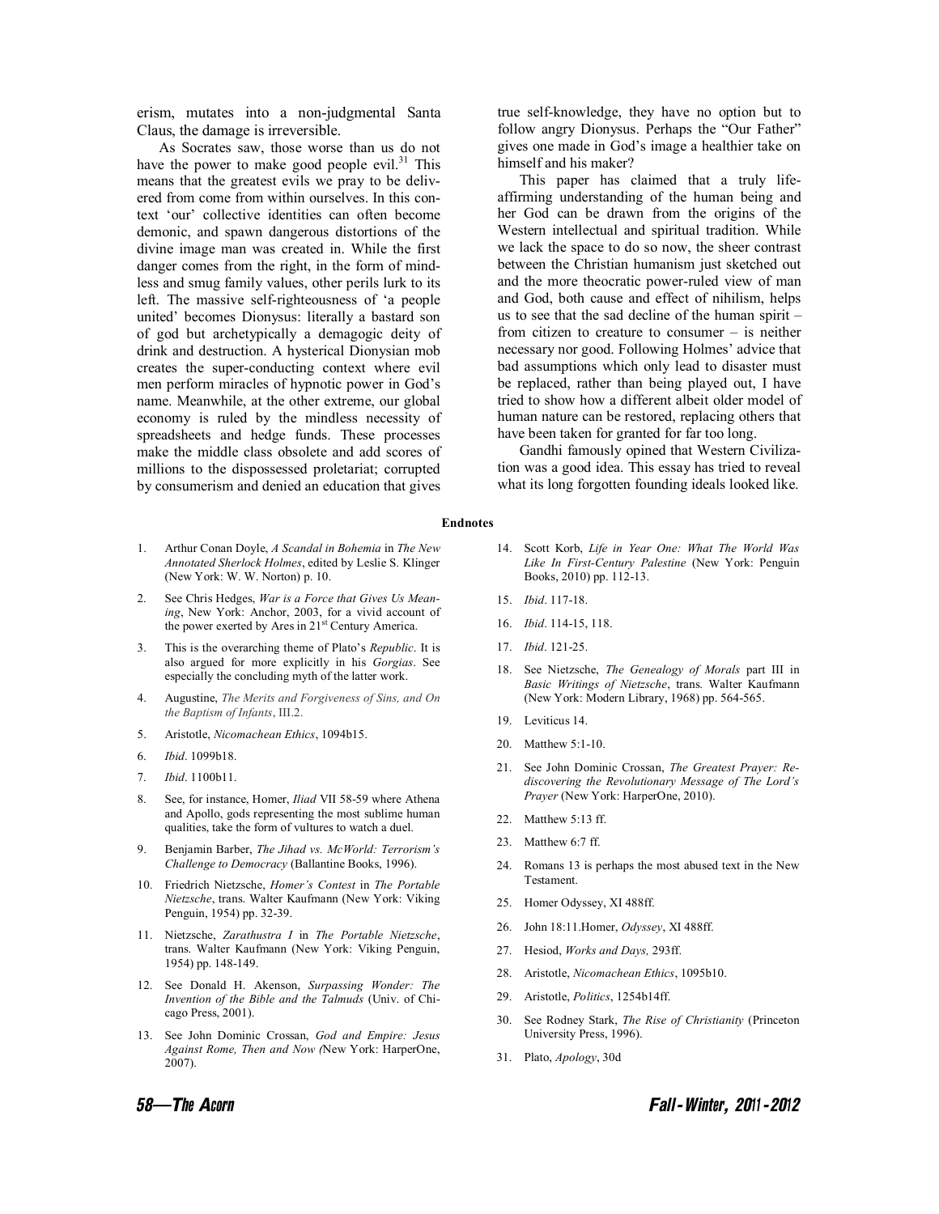erism, mutates into a non-judgmental Santa Claus, the damage is irreversible.

As Socrates saw, those worse than us do not have the power to make good people evil.[31] This means that the greatest evils we pray to be delivered from come from within ourselves. In this context 'our' collective identities can often become demonic, and spawn dangerous distortions of the divine image man was created in. While the first danger comes from the right, in the form of mindless and smug family values, other perils lurk to its left. The massive self-righteousness of 'a people united' becomes Dionysus: literally a bastard son of god but archetypically a demagogic deity of drink and destruction. A hysterical Dionysian mob creates the super-conducting context where evil men perform miracles of hypnotic power in God's name. Meanwhile, at the other extreme, our global economy is ruled by the mindless necessity of spreadsheets and hedge funds. These processes make the middle class obsolete and add scores of millions to the dispossessed proletariat; corrupted by consumerism and denied an education that gives true self-knowledge, they have no option but to follow angry Dionysus. Perhaps the "Our Father" gives one made in God's image a healthier take on himself and his maker?

This paper has claimed that a truly life-affirming understanding of the human being and her God can be drawn from the origins of the Western intellectual and spiritual tradition. While we lack the space to do so now, the sheer contrast between the Christian humanism just sketched out and the more theocratic power-ruled view of man and God, both cause and effect of nihilism, helps us to see that the sad decline of the human spirit – from citizen to creature to consumer – is neither necessary nor good. Following Holmes' advice that bad assumptions which only lead to disaster must be replaced, rather than being played out, I have tried to show how a different albeit older model of human nature can be restored, replacing others that have been taken for granted for far too long.

Gandhi famously opined that Western Civilization was a good idea. This essay has tried to reveal what its long forgotten founding ideals looked like.

**Endnotes**

1. Arthur Conan Doyle, *A Scandal in Bohemia* in *The New Annotated Sherlock Holmes*, edited by Leslie S. Klinger (New York: W. W. Norton) p. 10.
2. See Chris Hedges, *War is a Force that Gives Us Meaning*, New York: Anchor, 2003, for a vivid account of the power exerted by Ares in 21st Century America.
3. This is the overarching theme of Plato's *Republic*. It is also argued for more explicitly in his *Gorgias*. See especially the concluding myth of the latter work.
4. Augustine, *The Merits and Forgiveness of Sins, and On the Baptism of Infants*, III.2.
5. Aristotle, *Nicomachean Ethics*, 1094b15.
6. *Ibid*. 1099b18.
7. *Ibid*. 1100b11.
8. See, for instance, Homer, *Iliad* VII 58-59 where Athena and Apollo, gods representing the most sublime human qualities, take the form of vultures to watch a duel.
9. Benjamin Barber, *The Jihad vs. McWorld: Terrorism's Challenge to Democracy* (Ballantine Books, 1996).
10. Friedrich Nietzsche, *Homer's Contest* in *The Portable Nietzsche*, trans. Walter Kaufmann (New York: Viking Penguin, 1954) pp. 32-39.
11. Nietzsche, *Zarathustra I* in *The Portable Nietzsche*, trans. Walter Kaufmann (New York: Viking Penguin, 1954) pp. 148-149.
12. See Donald H. Akenson, *Surpassing Wonder: The Invention of the Bible and the Talmuds* (Univ. of Chicago Press, 2001).
13. See John Dominic Crossan, *God and Empire: Jesus Against Rome, Then and Now (*New York: HarperOne, 2007).
14. Scott Korb, *Life in Year One: What The World Was Like In First-Century Palestine* (New York: Penguin Books, 2010) pp. 112-13.
15. *Ibid*. 117-18.
16. *Ibid*. 114-15, 118.
17. *Ibid*. 121-25.
18. See Nietzsche, *The Genealogy of Morals* part III in *Basic Writings of Nietzsche*, trans. Walter Kaufmann (New York: Modern Library, 1968) pp. 564-565.
19. Leviticus 14.
20. Matthew 5:1-10.
21. See John Dominic Crossan, *The Greatest Prayer: Rediscovering the Revolutionary Message of The Lord's Prayer* (New York: HarperOne, 2010).
22. Matthew 5:13 ff.
23. Matthew 6:7 ff.
24. Romans 13 is perhaps the most abused text in the New Testament.
25. Homer Odyssey, XI 488ff.
26. John 18:11.Homer, *Odyssey*, XI 488ff.
27. Hesiod, *Works and Days,* 293ff.
28. Aristotle, *Nicomachean Ethics*, 1095b10.
29. Aristotle, *Politics*, 1254b14ff.
30. See Rodney Stark, *The Rise of Christianity* (Princeton University Press, 1996).
31. Plato, *Apology*, 30d